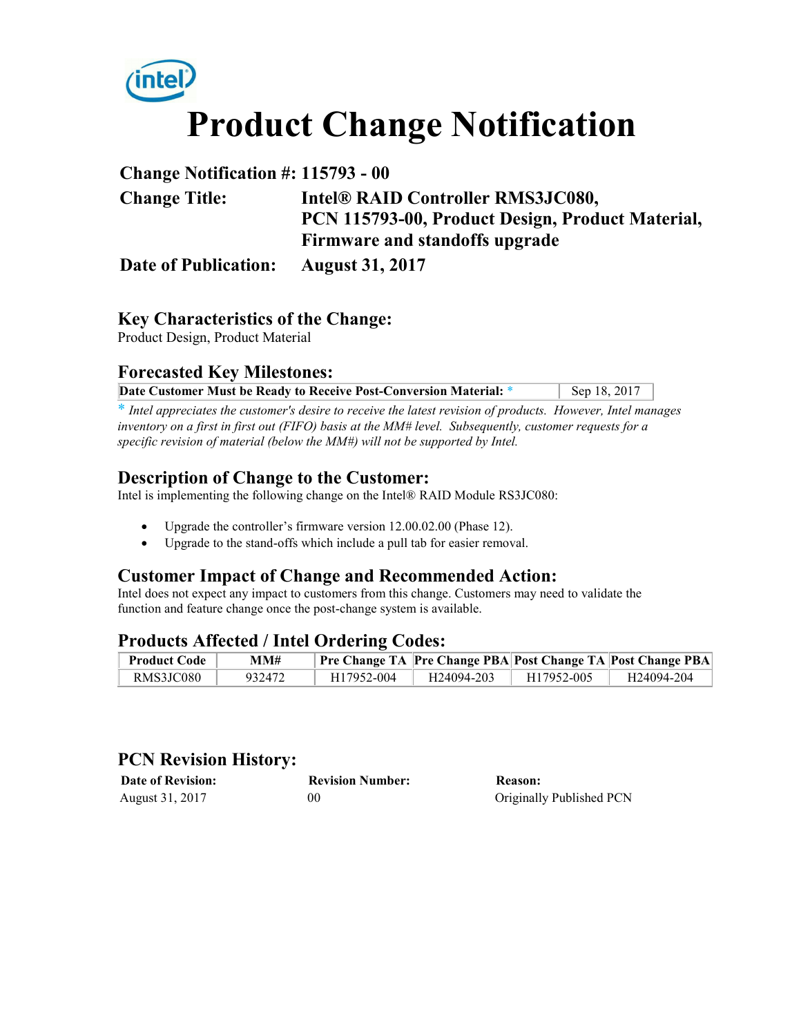# Product Change Notification

**Change Notification #:** 115793 - 00

**Change Title:** Intel® RAID Controller RMS3JC080, PCN 115793-00, Product Design, Product Material, Firmware and standoffs upgrade

**Date of Publication:** August 31, 2017

## Key Characteristics of the Change:

Product Design, Product Material

## Forecasted Key Milestones:

| Date Customer Must be Ready to Receive Post-Conversion Material: * | Sep 18, 2017 |
|---|---|

* *Intel appreciates the customer's desire to receive the latest revision of products. However, Intel manages inventory on a first in first out (FIFO) basis at the MM# level. Subsequently, customer requests for a specific revision of material (below the MM#) will not be supported by Intel.*

## Description of Change to the Customer:

Intel is implementing the following change on the Intel® RAID Module RS3JC080:

- Upgrade the controller's firmware version 12.00.02.00 (Phase 12).
- Upgrade to the stand-offs which include a pull tab for easier removal.

## Customer Impact of Change and Recommended Action:

Intel does not expect any impact to customers from this change. Customers may need to validate the function and feature change once the post-change system is available.

## Products Affected / Intel Ordering Codes:

| Product Code | MM# | Pre Change TA | Pre Change PBA | Post Change TA | Post Change PBA |
|---|---|---|---|---|---|
| RMS3JC080 | 932472 | H17952-004 | H24094-203 | H17952-005 | H24094-204 |

## PCN Revision History:

| Date of Revision: | Revision Number: | Reason: |
|---|---|---|
| August 31, 2017 | 00 | Originally Published PCN |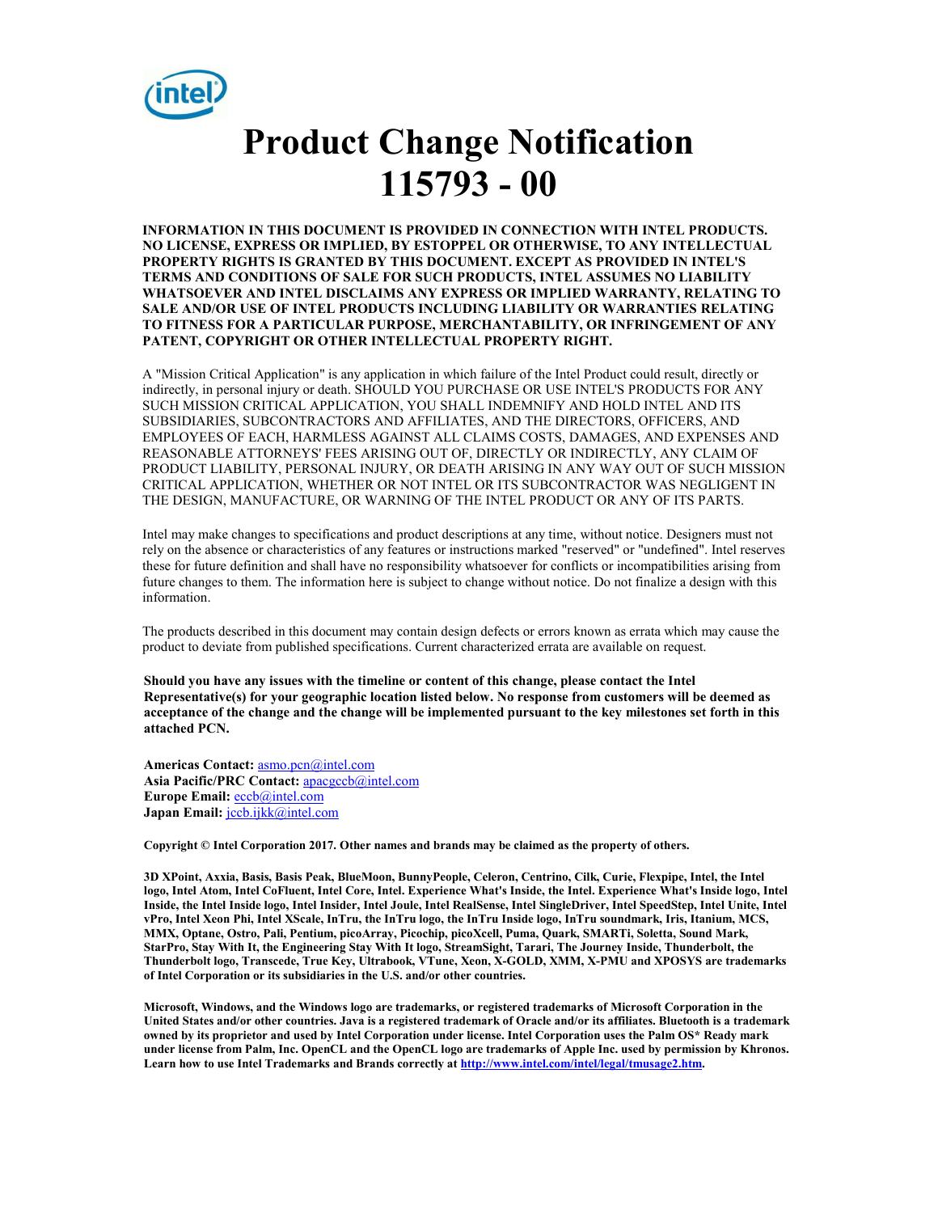# Product Change Notification 115793 - 00

**INFORMATION IN THIS DOCUMENT IS PROVIDED IN CONNECTION WITH INTEL PRODUCTS. NO LICENSE, EXPRESS OR IMPLIED, BY ESTOPPEL OR OTHERWISE, TO ANY INTELLECTUAL PROPERTY RIGHTS IS GRANTED BY THIS DOCUMENT. EXCEPT AS PROVIDED IN INTEL'S TERMS AND CONDITIONS OF SALE FOR SUCH PRODUCTS, INTEL ASSUMES NO LIABILITY WHATSOEVER AND INTEL DISCLAIMS ANY EXPRESS OR IMPLIED WARRANTY, RELATING TO SALE AND/OR USE OF INTEL PRODUCTS INCLUDING LIABILITY OR WARRANTIES RELATING TO FITNESS FOR A PARTICULAR PURPOSE, MERCHANTABILITY, OR INFRINGEMENT OF ANY PATENT, COPYRIGHT OR OTHER INTELLECTUAL PROPERTY RIGHT.**

A "Mission Critical Application" is any application in which failure of the Intel Product could result, directly or indirectly, in personal injury or death. SHOULD YOU PURCHASE OR USE INTEL'S PRODUCTS FOR ANY SUCH MISSION CRITICAL APPLICATION, YOU SHALL INDEMNIFY AND HOLD INTEL AND ITS SUBSIDIARIES, SUBCONTRACTORS AND AFFILIATES, AND THE DIRECTORS, OFFICERS, AND EMPLOYEES OF EACH, HARMLESS AGAINST ALL CLAIMS COSTS, DAMAGES, AND EXPENSES AND REASONABLE ATTORNEYS' FEES ARISING OUT OF, DIRECTLY OR INDIRECTLY, ANY CLAIM OF PRODUCT LIABILITY, PERSONAL INJURY, OR DEATH ARISING IN ANY WAY OUT OF SUCH MISSION CRITICAL APPLICATION, WHETHER OR NOT INTEL OR ITS SUBCONTRACTOR WAS NEGLIGENT IN THE DESIGN, MANUFACTURE, OR WARNING OF THE INTEL PRODUCT OR ANY OF ITS PARTS.

Intel may make changes to specifications and product descriptions at any time, without notice. Designers must not rely on the absence or characteristics of any features or instructions marked "reserved" or "undefined". Intel reserves these for future definition and shall have no responsibility whatsoever for conflicts or incompatibilities arising from future changes to them. The information here is subject to change without notice. Do not finalize a design with this information.

The products described in this document may contain design defects or errors known as errata which may cause the product to deviate from published specifications. Current characterized errata are available on request.

**Should you have any issues with the timeline or content of this change, please contact the Intel Representative(s) for your geographic location listed below. No response from customers will be deemed as acceptance of the change and the change will be implemented pursuant to the key milestones set forth in this attached PCN.**

**Americas Contact:** asmo.pcn@intel.com
**Asia Pacific/PRC Contact:** apacgccb@intel.com
**Europe Email:** eccb@intel.com
**Japan Email:** jccb.ijkk@intel.com

**Copyright © Intel Corporation 2017. Other names and brands may be claimed as the property of others.**

**3D XPoint, Axxia, Basis, Basis Peak, BlueMoon, BunnyPeople, Celeron, Centrino, Cilk, Curie, Flexpipe, Intel, the Intel logo, Intel Atom, Intel CoFluent, Intel Core, Intel. Experience What's Inside, the Intel. Experience What's Inside logo, Intel Inside, the Intel Inside logo, Intel Insider, Intel Joule, Intel RealSense, Intel SingleDriver, Intel SpeedStep, Intel Unite, Intel vPro, Intel Xeon Phi, Intel XScale, InTru, the InTru logo, the InTru Inside logo, InTru soundmark, Iris, Itanium, MCS, MMX, Optane, Ostro, Pali, Pentium, picoArray, Picochip, picoXcell, Puma, Quark, SMARTi, Soletta, Sound Mark, StarPro, Stay With It, the Engineering Stay With It logo, StreamSight, Tarari, The Journey Inside, Thunderbolt, the Thunderbolt logo, Transcede, True Key, Ultrabook, VTune, Xeon, X-GOLD, XMM, X-PMU and XPOSYS are trademarks of Intel Corporation or its subsidiaries in the U.S. and/or other countries.**

**Microsoft, Windows, and the Windows logo are trademarks, or registered trademarks of Microsoft Corporation in the United States and/or other countries. Java is a registered trademark of Oracle and/or its affiliates. Bluetooth is a trademark owned by its proprietor and used by Intel Corporation under license. Intel Corporation uses the Palm OS* Ready mark under license from Palm, Inc. OpenCL and the OpenCL logo are trademarks of Apple Inc. used by permission by Khronos. Learn how to use Intel Trademarks and Brands correctly at http://www.intel.com/intel/legal/tmusage2.htm.**